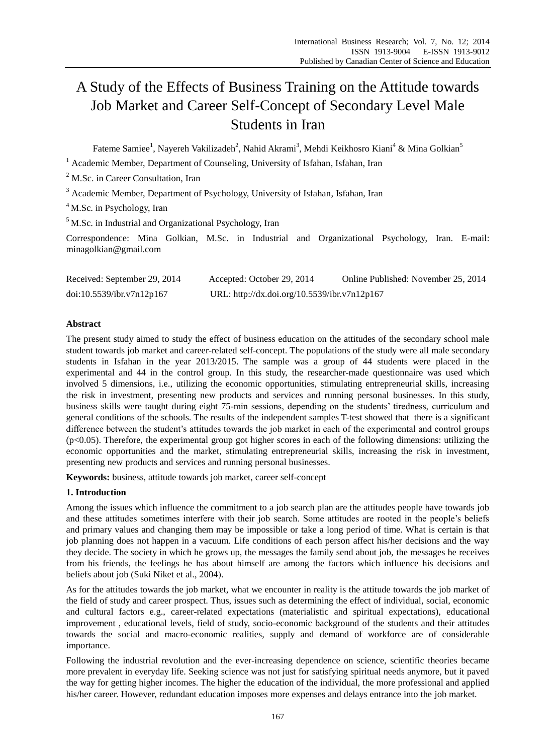# A Study of the Effects of Business Training on the Attitude towards Job Market and Career Self-Concept of Secondary Level Male Students in Iran

Fateme Samiee[1], Nayereh Vakilizadeh[2], Nahid Akrami[3], Mehdi Keikhosro Kiani[4] & Mina Golkian[5]

[1] Academic Member, Department of Counseling, University of Isfahan, Isfahan, Iran

[2] M.Sc. in Career Consultation, Iran

[3] Academic Member, Department of Psychology, University of Isfahan, Isfahan, Iran

[4] M.Sc. in Psychology, Iran

[5] M.Sc. in Industrial and Organizational Psychology, Iran

Correspondence: Mina Golkian, M.Sc. in Industrial and Organizational Psychology, Iran. E-mail: minagolkian@gmail.com

Received: September 29, 2014 Accepted: October 29, 2014 Online Published: November 25, 2014

doi:10.5539/ibr.v7n12p167 URL: http://dx.doi.org/10.5539/ibr.v7n12p167

## Abstract

The present study aimed to study the effect of business education on the attitudes of the secondary school male student towards job market and career-related self-concept. The populations of the study were all male secondary students in Isfahan in the year 2013/2015. The sample was a group of 44 students were placed in the experimental and 44 in the control group. In this study, the researcher-made questionnaire was used which involved 5 dimensions, i.e., utilizing the economic opportunities, stimulating entrepreneurial skills, increasing the risk in investment, presenting new products and services and running personal businesses. In this study, business skills were taught during eight 75-min sessions, depending on the students' tiredness, curriculum and general conditions of the schools. The results of the independent samples T-test showed that there is a significant difference between the student's attitudes towards the job market in each of the experimental and control groups ($p<0.05$). Therefore, the experimental group got higher scores in each of the following dimensions: utilizing the economic opportunities and the market, stimulating entrepreneurial skills, increasing the risk in investment, presenting new products and services and running personal businesses.

**Keywords:** business, attitude towards job market, career self-concept

## 1. Introduction

Among the issues which influence the commitment to a job search plan are the attitudes people have towards job and these attitudes sometimes interfere with their job search. Some attitudes are rooted in the people's beliefs and primary values and changing them may be impossible or take a long period of time. What is certain is that job planning does not happen in a vacuum. Life conditions of each person affect his/her decisions and the way they decide. The society in which he grows up, the messages the family send about job, the messages he receives from his friends, the feelings he has about himself are among the factors which influence his decisions and beliefs about job (Suki Niket et al., 2004).

As for the attitudes towards the job market, what we encounter in reality is the attitude towards the job market of the field of study and career prospect. Thus, issues such as determining the effect of individual, social, economic and cultural factors e.g., career-related expectations (materialistic and spiritual expectations), educational improvement , educational levels, field of study, socio-economic background of the students and their attitudes towards the social and macro-economic realities, supply and demand of workforce are of considerable importance.

Following the industrial revolution and the ever-increasing dependence on science, scientific theories became more prevalent in everyday life. Seeking science was not just for satisfying spiritual needs anymore, but it paved the way for getting higher incomes. The higher the education of the individual, the more professional and applied his/her career. However, redundant education imposes more expenses and delays entrance into the job market.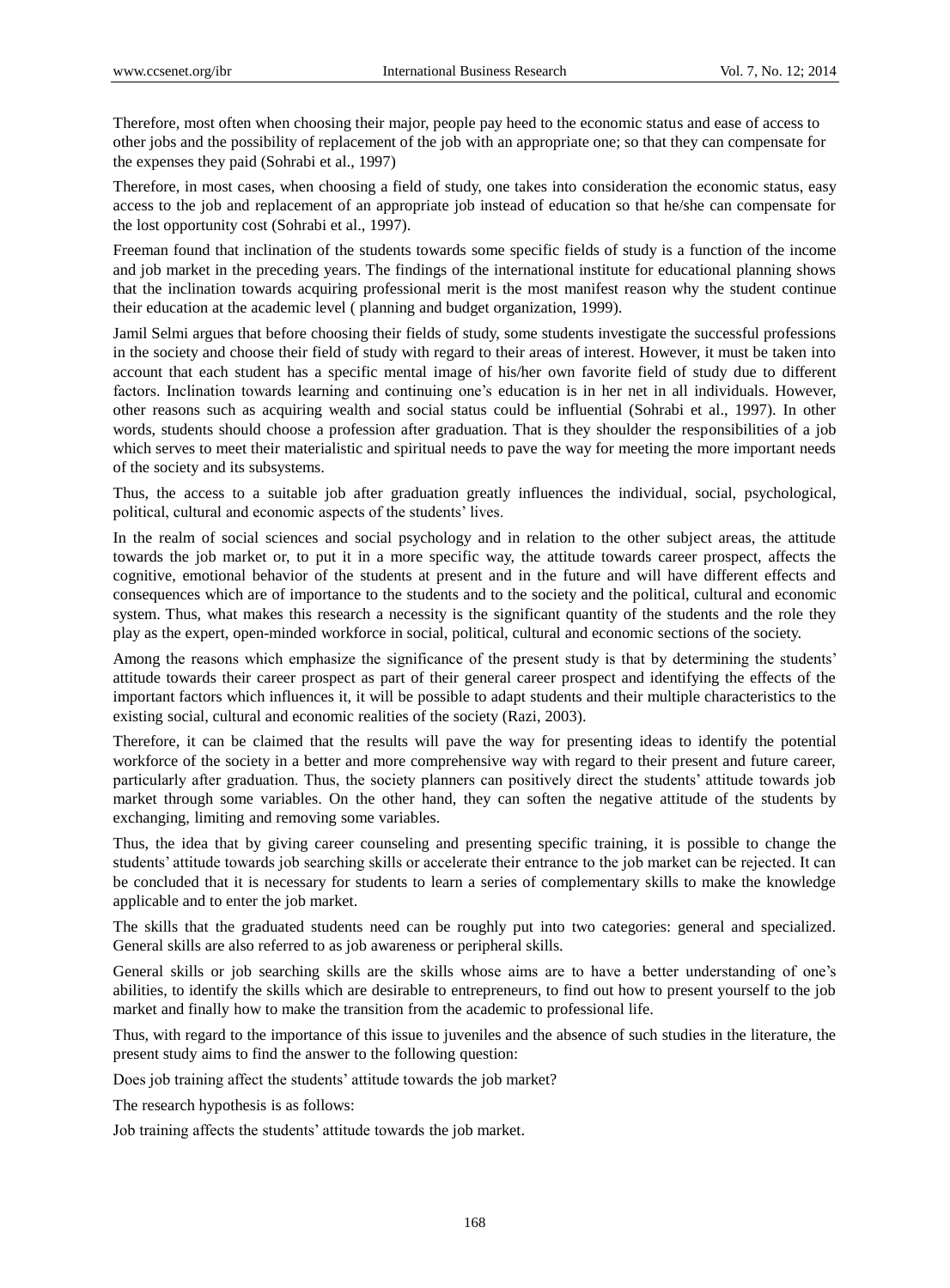Therefore, most often when choosing their major, people pay heed to the economic status and ease of access to other jobs and the possibility of replacement of the job with an appropriate one; so that they can compensate for the expenses they paid (Sohrabi et al., 1997)

Therefore, in most cases, when choosing a field of study, one takes into consideration the economic status, easy access to the job and replacement of an appropriate job instead of education so that he/she can compensate for the lost opportunity cost (Sohrabi et al., 1997).

Freeman found that inclination of the students towards some specific fields of study is a function of the income and job market in the preceding years. The findings of the international institute for educational planning shows that the inclination towards acquiring professional merit is the most manifest reason why the student continue their education at the academic level ( planning and budget organization, 1999).

Jamil Selmi argues that before choosing their fields of study, some students investigate the successful professions in the society and choose their field of study with regard to their areas of interest. However, it must be taken into account that each student has a specific mental image of his/her own favorite field of study due to different factors. Inclination towards learning and continuing one's education is in her net in all individuals. However, other reasons such as acquiring wealth and social status could be influential (Sohrabi et al., 1997). In other words, students should choose a profession after graduation. That is they shoulder the responsibilities of a job which serves to meet their materialistic and spiritual needs to pave the way for meeting the more important needs of the society and its subsystems.

Thus, the access to a suitable job after graduation greatly influences the individual, social, psychological, political, cultural and economic aspects of the students' lives.

In the realm of social sciences and social psychology and in relation to the other subject areas, the attitude towards the job market or, to put it in a more specific way, the attitude towards career prospect, affects the cognitive, emotional behavior of the students at present and in the future and will have different effects and consequences which are of importance to the students and to the society and the political, cultural and economic system. Thus, what makes this research a necessity is the significant quantity of the students and the role they play as the expert, open-minded workforce in social, political, cultural and economic sections of the society.

Among the reasons which emphasize the significance of the present study is that by determining the students' attitude towards their career prospect as part of their general career prospect and identifying the effects of the important factors which influences it, it will be possible to adapt students and their multiple characteristics to the existing social, cultural and economic realities of the society (Razi, 2003).

Therefore, it can be claimed that the results will pave the way for presenting ideas to identify the potential workforce of the society in a better and more comprehensive way with regard to their present and future career, particularly after graduation. Thus, the society planners can positively direct the students' attitude towards job market through some variables. On the other hand, they can soften the negative attitude of the students by exchanging, limiting and removing some variables.

Thus, the idea that by giving career counseling and presenting specific training, it is possible to change the students' attitude towards job searching skills or accelerate their entrance to the job market can be rejected. It can be concluded that it is necessary for students to learn a series of complementary skills to make the knowledge applicable and to enter the job market.

The skills that the graduated students need can be roughly put into two categories: general and specialized. General skills are also referred to as job awareness or peripheral skills.

General skills or job searching skills are the skills whose aims are to have a better understanding of one's abilities, to identify the skills which are desirable to entrepreneurs, to find out how to present yourself to the job market and finally how to make the transition from the academic to professional life.

Thus, with regard to the importance of this issue to juveniles and the absence of such studies in the literature, the present study aims to find the answer to the following question:

Does job training affect the students' attitude towards the job market?

The research hypothesis is as follows:

Job training affects the students' attitude towards the job market.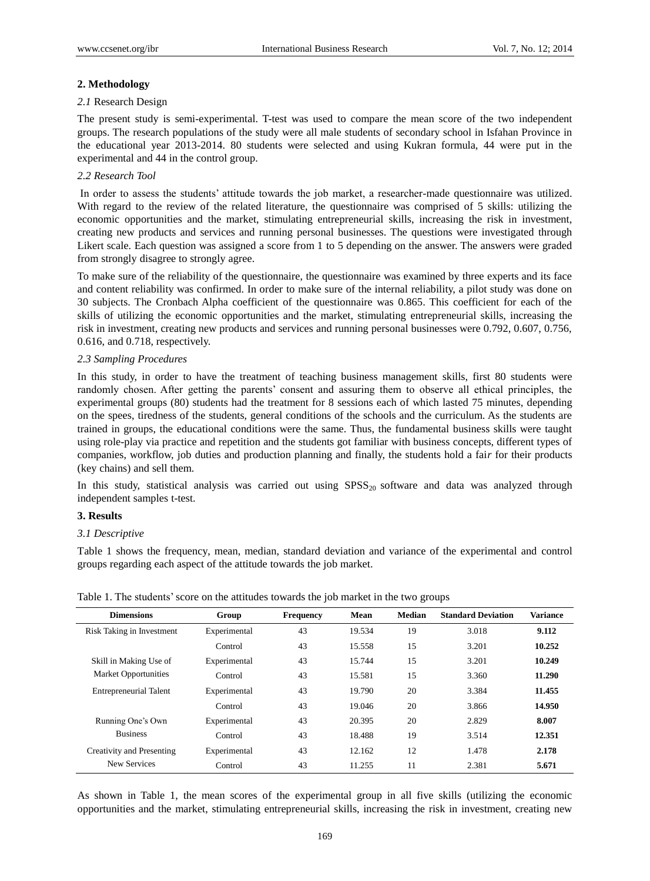## 2. Methodology

### *2.1* Research Design

The present study is semi-experimental. T-test was used to compare the mean score of the two independent groups. The research populations of the study were all male students of secondary school in Isfahan Province in the educational year 2013-2014. 80 students were selected and using Kukran formula, 44 were put in the experimental and 44 in the control group.

### *2.2 Research Tool*

In order to assess the students' attitude towards the job market, a researcher-made questionnaire was utilized. With regard to the review of the related literature, the questionnaire was comprised of 5 skills: utilizing the economic opportunities and the market, stimulating entrepreneurial skills, increasing the risk in investment, creating new products and services and running personal businesses. The questions were investigated through Likert scale. Each question was assigned a score from 1 to 5 depending on the answer. The answers were graded from strongly disagree to strongly agree.

To make sure of the reliability of the questionnaire, the questionnaire was examined by three experts and its face and content reliability was confirmed. In order to make sure of the internal reliability, a pilot study was done on 30 subjects. The Cronbach Alpha coefficient of the questionnaire was 0.865. This coefficient for each of the skills of utilizing the economic opportunities and the market, stimulating entrepreneurial skills, increasing the risk in investment, creating new products and services and running personal businesses were 0.792, 0.607, 0.756, 0.616, and 0.718, respectively.

### *2.3 Sampling Procedures*

In this study, in order to have the treatment of teaching business management skills, first 80 students were randomly chosen. After getting the parents' consent and assuring them to observe all ethical principles, the experimental groups (80) students had the treatment for 8 sessions each of which lasted 75 minutes, depending on the spees, tiredness of the students, general conditions of the schools and the curriculum. As the students are trained in groups, the educational conditions were the same. Thus, the fundamental business skills were taught using role-play via practice and repetition and the students got familiar with business concepts, different types of companies, workflow, job duties and production planning and finally, the students hold a fai*r* for their products (key chains) and sell them.

In this study, statistical analysis was carried out using $SPSS_{20}$ software and data was analyzed through independent samples t-test.

## 3. Results

### *3.1 Descriptive*

Table 1 shows the frequency, mean, median, standard deviation and variance of the experimental and control groups regarding each aspect of the attitude towards the job market.

Table 1. The students' score on the attitudes towards the job market in the two groups

| Dimensions | Group | Frequency | Mean | Median | Standard Deviation | Variance |
|---|---|---|---|---|---|---|
| Risk Taking in Investment | Experimental | 43 | 19.534 | 19 | 3.018 | **9.112** |
| | Control | 43 | 15.558 | 15 | 3.201 | **10.252** |
| Skill in Making Use of Market Opportunities | Experimental | 43 | 15.744 | 15 | 3.201 | **10.249** |
| | Control | 43 | 15.581 | 15 | 3.360 | **11.290** |
| Entrepreneurial Talent | Experimental | 43 | 19.790 | 20 | 3.384 | **11.455** |
| | Control | 43 | 19.046 | 20 | 3.866 | **14.950** |
| Running One's Own Business | Experimental | 43 | 20.395 | 20 | 2.829 | **8.007** |
| | Control | 43 | 18.488 | 19 | 3.514 | **12.351** |
| Creativity and Presenting New Services | Experimental | 43 | 12.162 | 12 | 1.478 | **2.178** |
| | Control | 43 | 11.255 | 11 | 2.381 | **5.671** |

As shown in Table 1, the mean scores of the experimental group in all five skills (utilizing the economic opportunities and the market, stimulating entrepreneurial skills, increasing the risk in investment, creating new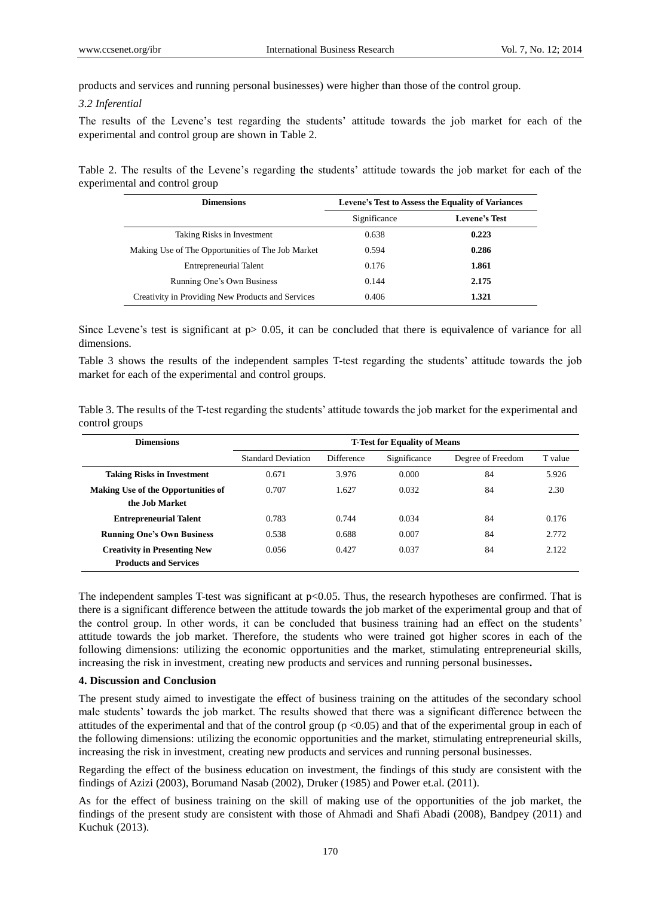products and services and running personal businesses) were higher than those of the control group.

### *3.2 Inferential*

The results of the Levene's test regarding the students' attitude towards the job market for each of the experimental and control group are shown in Table 2.

Table 2. The results of the Levene's regarding the students' attitude towards the job market for each of the experimental and control group

| Dimensions | Levene's Test to Assess the Equality of Variances | |
|---|---|---|
| | Significance | **Levene's Test** |
| Taking Risks in Investment | 0.638 | **0.223** |
| Making Use of The Opportunities of The Job Market | 0.594 | **0.286** |
| Entrepreneurial Talent | 0.176 | **1.861** |
| Running One's Own Business | 0.144 | **2.175** |
| Creativity in Providing New Products and Services | 0.406 | **1.321** |

Since Levene's test is significant at $p > 0.05$, it can be concluded that there is equivalence of variance for all dimensions.

Table 3 shows the results of the independent samples T-test regarding the students' attitude towards the job market for each of the experimental and control groups.

Table 3. The results of the T-test regarding the students' attitude towards the job market for the experimental and control groups

| Dimensions | T-Test for Equality of Means | | | | |
|---|---|---|---|---|---|
| | Standard Deviation | Difference | Significance | Degree of Freedom | T value |
| **Taking Risks in Investment** | 0.671 | 3.976 | 0.000 | 84 | 5.926 |
| **Making Use of the Opportunities of the Job Market** | 0.707 | 1.627 | 0.032 | 84 | 2.30 |
| **Entrepreneurial Talent** | 0.783 | 0.744 | 0.034 | 84 | 0.176 |
| **Running One's Own Business** | 0.538 | 0.688 | 0.007 | 84 | 2.772 |
| **Creativity in Presenting New Products and Services** | 0.056 | 0.427 | 0.037 | 84 | 2.122 |

The independent samples T-test was significant at $p<0.05$. Thus, the research hypotheses are confirmed. That is there is a significant difference between the attitude towards the job market of the experimental group and that of the control group. In other words, it can be concluded that business training had an effect on the students' attitude towards the job market. Therefore, the students who were trained got higher scores in each of the following dimensions: utilizing the economic opportunities and the market, stimulating entrepreneurial skills, increasing the risk in investment, creating new products and services and running personal businesses**.**

## 4. Discussion and Conclusion

The present study aimed to investigate the effect of business training on the attitudes of the secondary school male students' towards the job market. The results showed that there was a significant difference between the attitudes of the experimental and that of the control group ($p < 0.05$) and that of the experimental group in each of the following dimensions: utilizing the economic opportunities and the market, stimulating entrepreneurial skills, increasing the risk in investment, creating new products and services and running personal businesses.

Regarding the effect of the business education on investment, the findings of this study are consistent with the findings of Azizi (2003), Borumand Nasab (2002), Druker (1985) and Power et.al. (2011).

As for the effect of business training on the skill of making use of the opportunities of the job market, the findings of the present study are consistent with those of Ahmadi and Shafi Abadi (2008), Bandpey (2011) and Kuchuk (2013).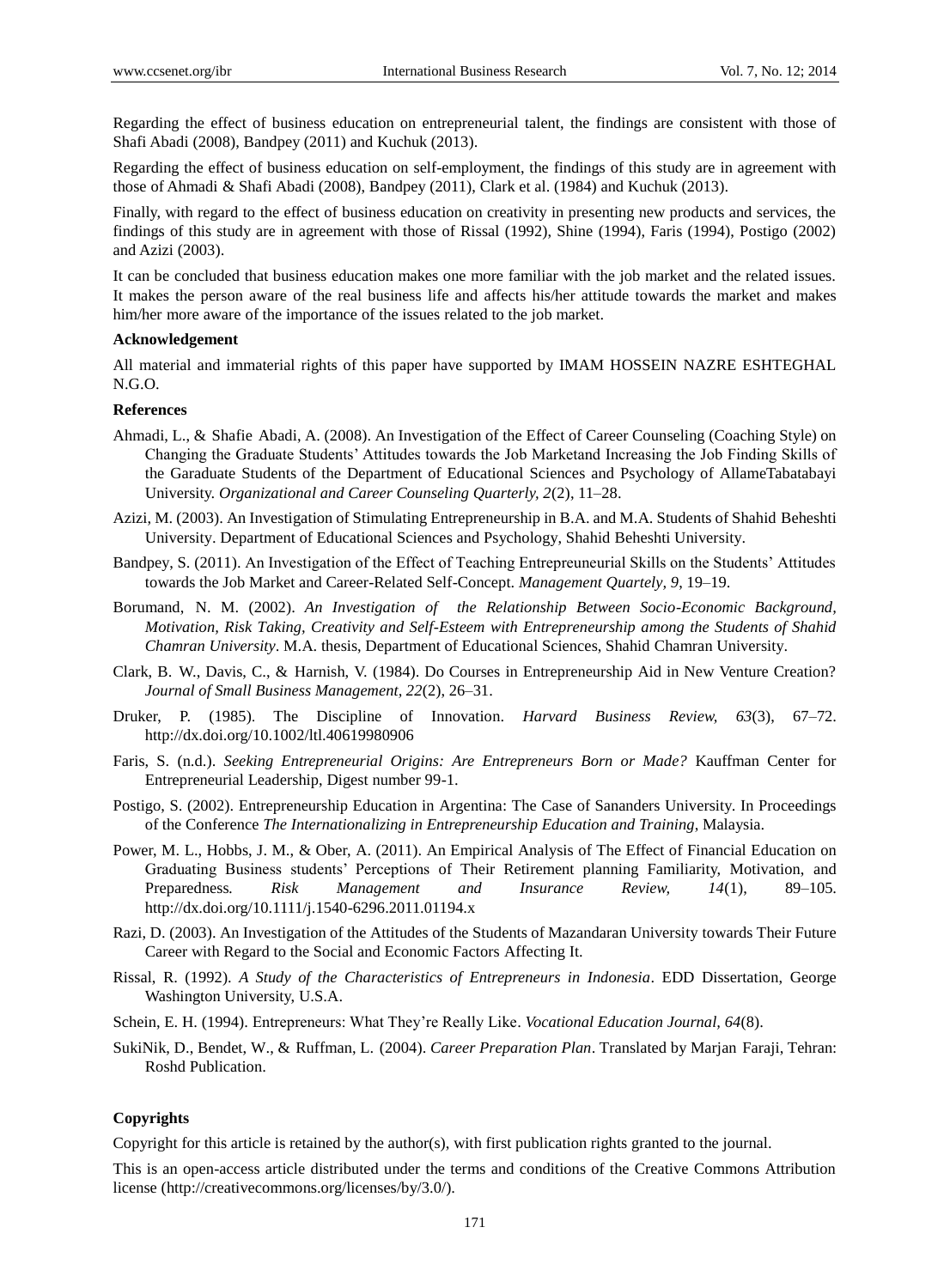Regarding the effect of business education on entrepreneurial talent, the findings are consistent with those of Shafi Abadi (2008), Bandpey (2011) and Kuchuk (2013).

Regarding the effect of business education on self-employment, the findings of this study are in agreement with those of Ahmadi & Shafi Abadi (2008), Bandpey (2011), Clark et al. (1984) and Kuchuk (2013).

Finally, with regard to the effect of business education on creativity in presenting new products and services, the findings of this study are in agreement with those of Rissal (1992), Shine (1994), Faris (1994), Postigo (2002) and Azizi (2003).

It can be concluded that business education makes one more familiar with the job market and the related issues. It makes the person aware of the real business life and affects his/her attitude towards the market and makes him/her more aware of the importance of the issues related to the job market.

**Acknowledgement**

All material and immaterial rights of this paper have supported by IMAM HOSSEIN NAZRE ESHTEGHAL N.G.O.

**References**

Ahmadi, L., & Shafie Abadi, A. (2008). An Investigation of the Effect of Career Counseling (Coaching Style) on Changing the Graduate Students' Attitudes towards the Job Marketand Increasing the Job Finding Skills of the Garaduate Students of the Department of Educational Sciences and Psychology of AllameTabatabayi University. *Organizational and Career Counseling Quarterly, 2*(2), 11–28.

Azizi, M. (2003). An Investigation of Stimulating Entrepreneurship in B.A. and M.A. Students of Shahid Beheshti University. Department of Educational Sciences and Psychology, Shahid Beheshti University.

Bandpey, S. (2011). An Investigation of the Effect of Teaching Entrepreuneurial Skills on the Students' Attitudes towards the Job Market and Career-Related Self-Concept. *Management Quartely, 9*, 19–19.

Borumand, N. M. (2002). *An Investigation of the Relationship Between Socio-Economic Background, Motivation, Risk Taking, Creativity and Self-Esteem with Entrepreneurship among the Students of Shahid Chamran University*. M.A. thesis, Department of Educational Sciences, Shahid Chamran University.

Clark, B. W., Davis, C., & Harnish, V. (1984). Do Courses in Entrepreneurship Aid in New Venture Creation? *Journal of Small Business Management, 22*(2), 26–31.

Druker, P. (1985). The Discipline of Innovation. *Harvard Business Review, 63*(3), 67–72. http://dx.doi.org/10.1002/ltl.40619980906

Faris, S. (n.d.). *Seeking Entrepreneurial Origins: Are Entrepreneurs Born or Made?* Kauffman Center for Entrepreneurial Leadership, Digest number 99-1.

Postigo, S. (2002). Entrepreneurship Education in Argentina: The Case of Sananders University. In Proceedings of the Conference *The Internationalizing in Entrepreneurship Education and Training*, Malaysia.

Power, M. L., Hobbs, J. M., & Ober, A. (2011). An Empirical Analysis of The Effect of Financial Education on Graduating Business students' Perceptions of Their Retirement planning Familiarity, Motivation, and Preparedness. *Risk Management and Insurance Review, 14*(1), 89–105. http://dx.doi.org/10.1111/j.1540-6296.2011.01194.x

Razi, D. (2003). An Investigation of the Attitudes of the Students of Mazandaran University towards Their Future Career with Regard to the Social and Economic Factors Affecting It.

Rissal, R. (1992). *A Study of the Characteristics of Entrepreneurs in Indonesia*. EDD Dissertation, George Washington University, U.S.A.

Schein, E. H. (1994). Entrepreneurs: What They're Really Like. *Vocational Education Journal, 64*(8).

SukiNik, D., Bendet, W., & Ruffman, L. (2004). *Career Preparation Plan*. Translated by Marjan Faraji, Tehran: Roshd Publication.

**Copyrights**

Copyright for this article is retained by the author(s), with first publication rights granted to the journal.

This is an open-access article distributed under the terms and conditions of the Creative Commons Attribution license (http://creativecommons.org/licenses/by/3.0/).